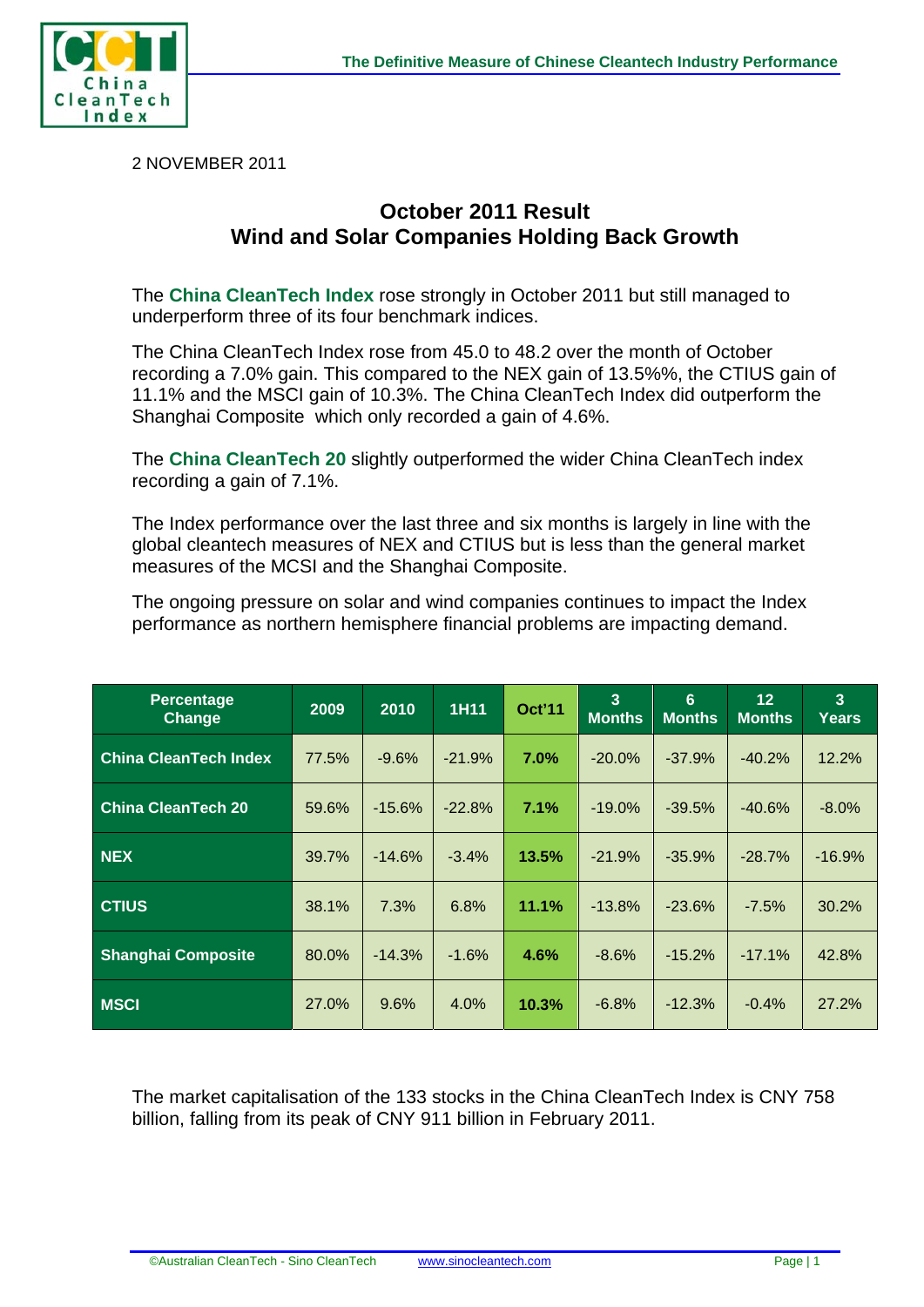2 NOVEMBER 2011

# October 2011 Result
## Wind and Solar Companies Holding Back Growth

The **China CleanTech Index** rose strongly in October 2011 but still managed to underperform three of its four benchmark indices.

The China CleanTech Index rose from 45.0 to 48.2 over the month of October recording a 7.0% gain. This compared to the NEX gain of 13.5%%, the CTIUS gain of 11.1% and the MSCI gain of 10.3%. The China CleanTech Index did outperform the Shanghai Composite which only recorded a gain of 4.6%.

The **China CleanTech 20** slightly outperformed the wider China CleanTech index recording a gain of 7.1%.

The Index performance over the last three and six months is largely in line with the global cleantech measures of NEX and CTIUS but is less than the general market measures of the MCSI and the Shanghai Composite.

The ongoing pressure on solar and wind companies continues to impact the Index performance as northern hemisphere financial problems are impacting demand.

| Percentage Change | 2009 | 2010 | 1H11 | Oct'11 | 3 Months | 6 Months | 12 Months | 3 Years |
|---|---|---|---|---|---|---|---|---|
| **China CleanTech Index** | 77.5% | -9.6% | -21.9% | **7.0%** | -20.0% | -37.9% | -40.2% | 12.2% |
| **China CleanTech 20** | 59.6% | -15.6% | -22.8% | **7.1%** | -19.0% | -39.5% | -40.6% | -8.0% |
| **NEX** | 39.7% | -14.6% | -3.4% | **13.5%** | -21.9% | -35.9% | -28.7% | -16.9% |
| **CTIUS** | 38.1% | 7.3% | 6.8% | **11.1%** | -13.8% | -23.6% | -7.5% | 30.2% |
| **Shanghai Composite** | 80.0% | -14.3% | -1.6% | **4.6%** | -8.6% | -15.2% | -17.1% | 42.8% |
| **MSCI** | 27.0% | 9.6% | 4.0% | **10.3%** | -6.8% | -12.3% | -0.4% | 27.2% |

The market capitalisation of the 133 stocks in the China CleanTech Index is CNY 758 billion, falling from its peak of CNY 911 billion in February 2011.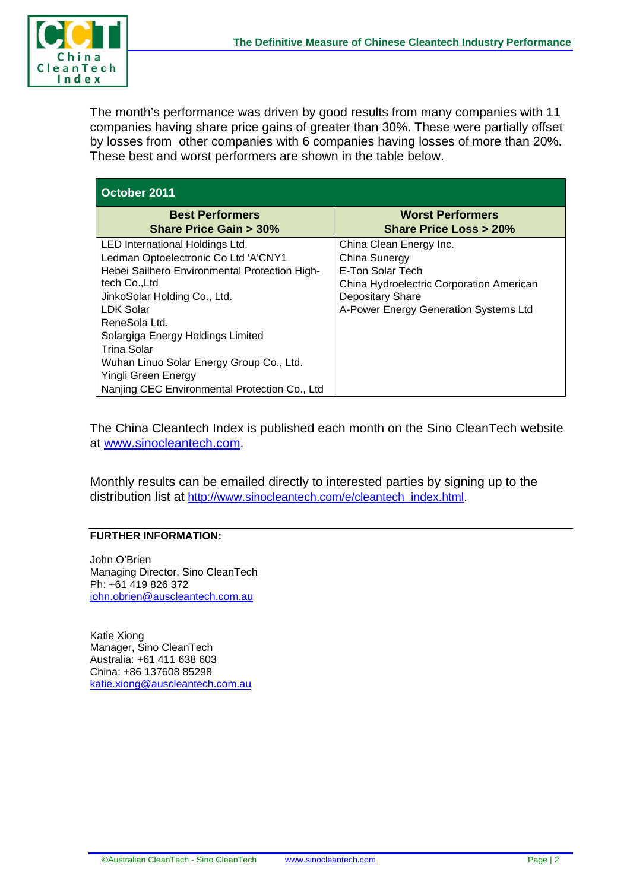The month's performance was driven by good results from many companies with 11 companies having share price gains of greater than 30%. These were partially offset by losses from other companies with 6 companies having losses of more than 20%. These best and worst performers are shown in the table below.

| October 2011 | |
|---|---|
| **Best Performers**<br>**Share Price Gain > 30%** | **Worst Performers**<br>**Share Price Loss > 20%** |
| LED International Holdings Ltd.<br>Ledman Optoelectronic Co Ltd 'A'CNY1<br>Hebei Sailhero Environmental Protection High-tech Co.,Ltd<br>JinkoSolar Holding Co., Ltd.<br>LDK Solar<br>ReneSola Ltd.<br>Solargiga Energy Holdings Limited<br>Trina Solar<br>Wuhan Linuo Solar Energy Group Co., Ltd.<br>Yingli Green Energy<br>Nanjing CEC Environmental Protection Co., Ltd | China Clean Energy Inc.<br>China Sunergy<br>E-Ton Solar Tech<br>China Hydroelectric Corporation American Depositary Share<br>A-Power Energy Generation Systems Ltd |

The China Cleantech Index is published each month on the Sino CleanTech website at www.sinocleantech.com.

Monthly results can be emailed directly to interested parties by signing up to the distribution list at http://www.sinocleantech.com/e/cleantech_index.html.

**FURTHER INFORMATION:**

John O'Brien
Managing Director, Sino CleanTech
Ph: +61 419 826 372
john.obrien@auscleantech.com.au

Katie Xiong
Manager, Sino CleanTech
Australia: +61 411 638 603
China: +86 137608 85298
katie.xiong@auscleantech.com.au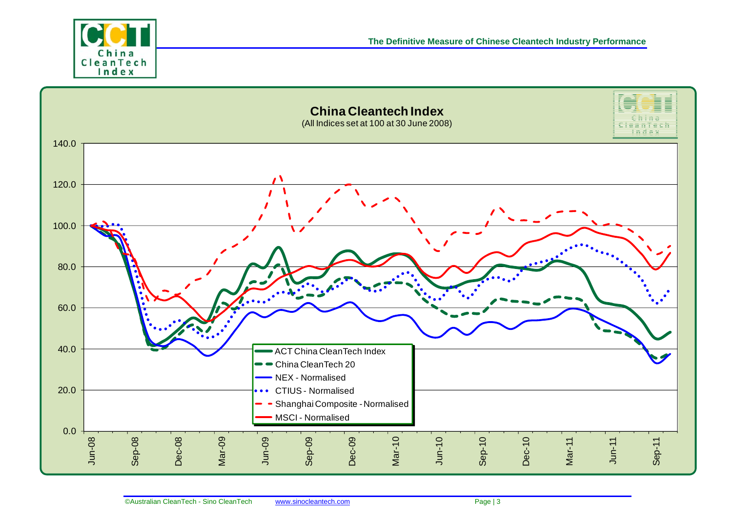The Definitive Measure of Chinese Cleantech Industry Performance

## China Cleantech Index

(All Indices set at 100 at 30 June 2008)

140.0
120.0
100.0
80.0
60.0
40.0
20.0
0.0

Jun-08
Sep-08
Dec-08
Mar-09
Jun-09
Sep-09
Dec-09
Mar-10
Jun-10
Sep-10
Dec-10
Mar-11
Jun-11
Sep-11

ACT China CleanTech Index
China CleanTech 20
NEX - Normalised
CTIUS - Normalised
Shanghai Composite - Normalised
MSCI - Normalised

©Australian CleanTech - Sino CleanTech www.sinocleantech.com